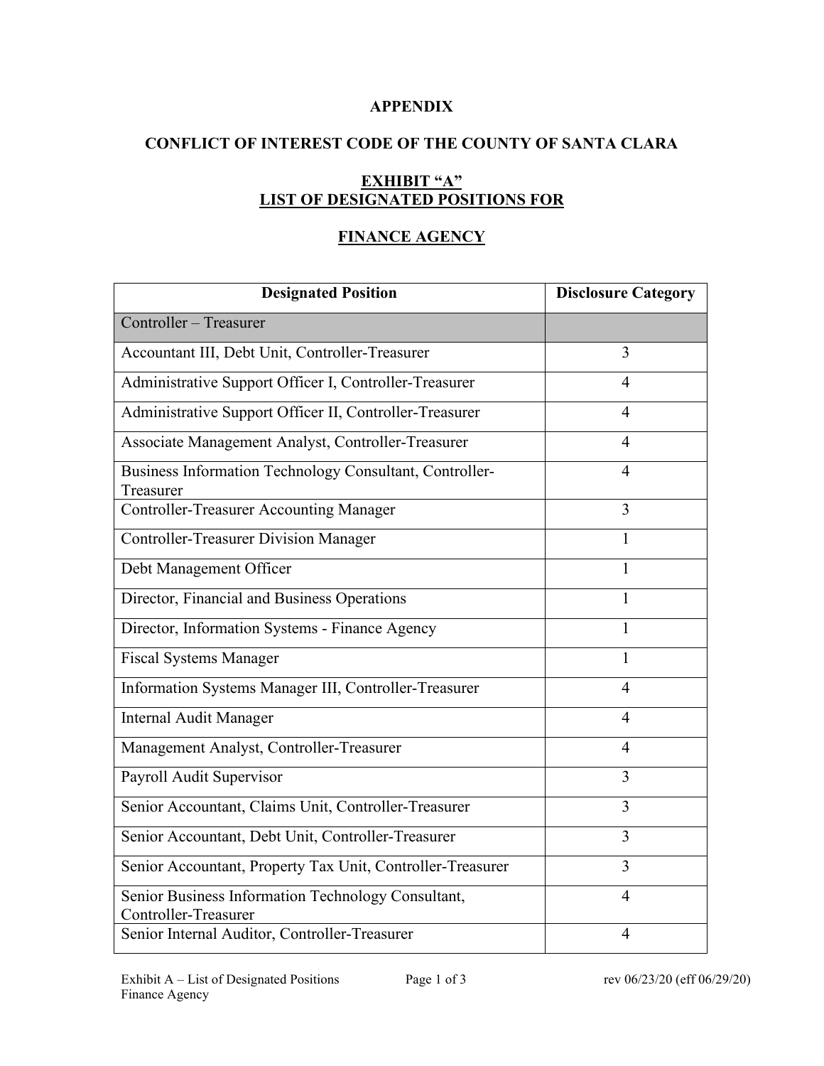**APPENDIX**

**CONFLICT OF INTEREST CODE OF THE COUNTY OF SANTA CLARA**

**EXHIBIT "A"**
**LIST OF DESIGNATED POSITIONS FOR**

**FINANCE AGENCY**

| Designated Position | Disclosure Category |
|---|---|
| Controller – Treasurer | |
| Accountant III, Debt Unit, Controller-Treasurer | 3 |
| Administrative Support Officer I, Controller-Treasurer | 4 |
| Administrative Support Officer II, Controller-Treasurer | 4 |
| Associate Management Analyst, Controller-Treasurer | 4 |
| Business Information Technology Consultant, Controller-Treasurer | 4 |
| Controller-Treasurer Accounting Manager | 3 |
| Controller-Treasurer Division Manager | 1 |
| Debt Management Officer | 1 |
| Director, Financial and Business Operations | 1 |
| Director, Information Systems - Finance Agency | 1 |
| Fiscal Systems Manager | 1 |
| Information Systems Manager III, Controller-Treasurer | 4 |
| Internal Audit Manager | 4 |
| Management Analyst, Controller-Treasurer | 4 |
| Payroll Audit Supervisor | 3 |
| Senior Accountant, Claims Unit, Controller-Treasurer | 3 |
| Senior Accountant, Debt Unit, Controller-Treasurer | 3 |
| Senior Accountant, Property Tax Unit, Controller-Treasurer | 3 |
| Senior Business Information Technology Consultant, Controller-Treasurer | 4 |
| Senior Internal Auditor, Controller-Treasurer | 4 |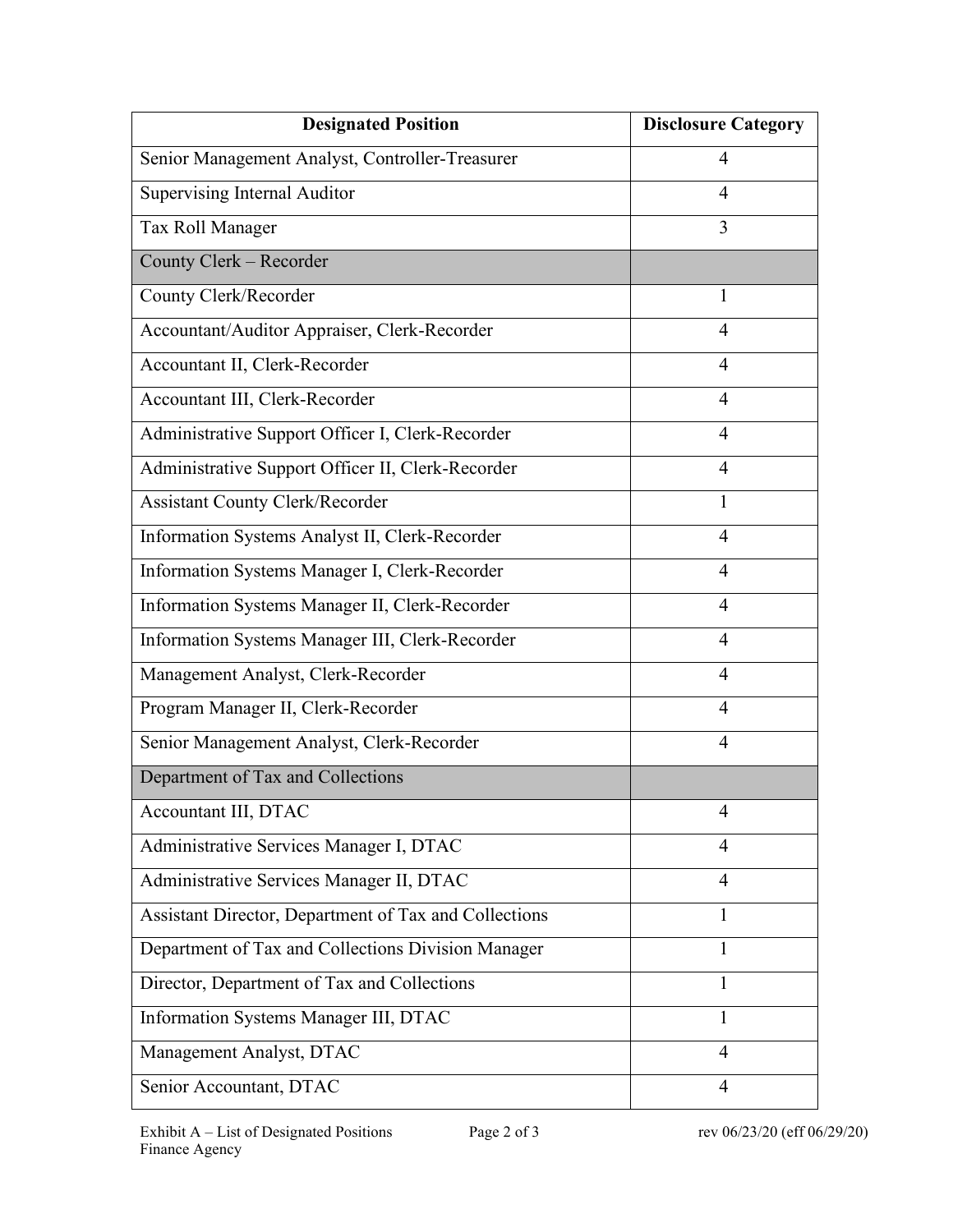| Designated Position | Disclosure Category |
|---|---|
| Senior Management Analyst, Controller-Treasurer | 4 |
| Supervising Internal Auditor | 4 |
| Tax Roll Manager | 3 |
| County Clerk – Recorder | |
| County Clerk/Recorder | 1 |
| Accountant/Auditor Appraiser, Clerk-Recorder | 4 |
| Accountant II, Clerk-Recorder | 4 |
| Accountant III, Clerk-Recorder | 4 |
| Administrative Support Officer I, Clerk-Recorder | 4 |
| Administrative Support Officer II, Clerk-Recorder | 4 |
| Assistant County Clerk/Recorder | 1 |
| Information Systems Analyst II, Clerk-Recorder | 4 |
| Information Systems Manager I, Clerk-Recorder | 4 |
| Information Systems Manager II, Clerk-Recorder | 4 |
| Information Systems Manager III, Clerk-Recorder | 4 |
| Management Analyst, Clerk-Recorder | 4 |
| Program Manager II, Clerk-Recorder | 4 |
| Senior Management Analyst, Clerk-Recorder | 4 |
| Department of Tax and Collections | |
| Accountant III, DTAC | 4 |
| Administrative Services Manager I, DTAC | 4 |
| Administrative Services Manager II, DTAC | 4 |
| Assistant Director, Department of Tax and Collections | 1 |
| Department of Tax and Collections Division Manager | 1 |
| Director, Department of Tax and Collections | 1 |
| Information Systems Manager III, DTAC | 1 |
| Management Analyst, DTAC | 4 |
| Senior Accountant, DTAC | 4 |

Exhibit A – List of Designated Positions
Finance Agency

rev 06/23/20 (eff 06/29/20)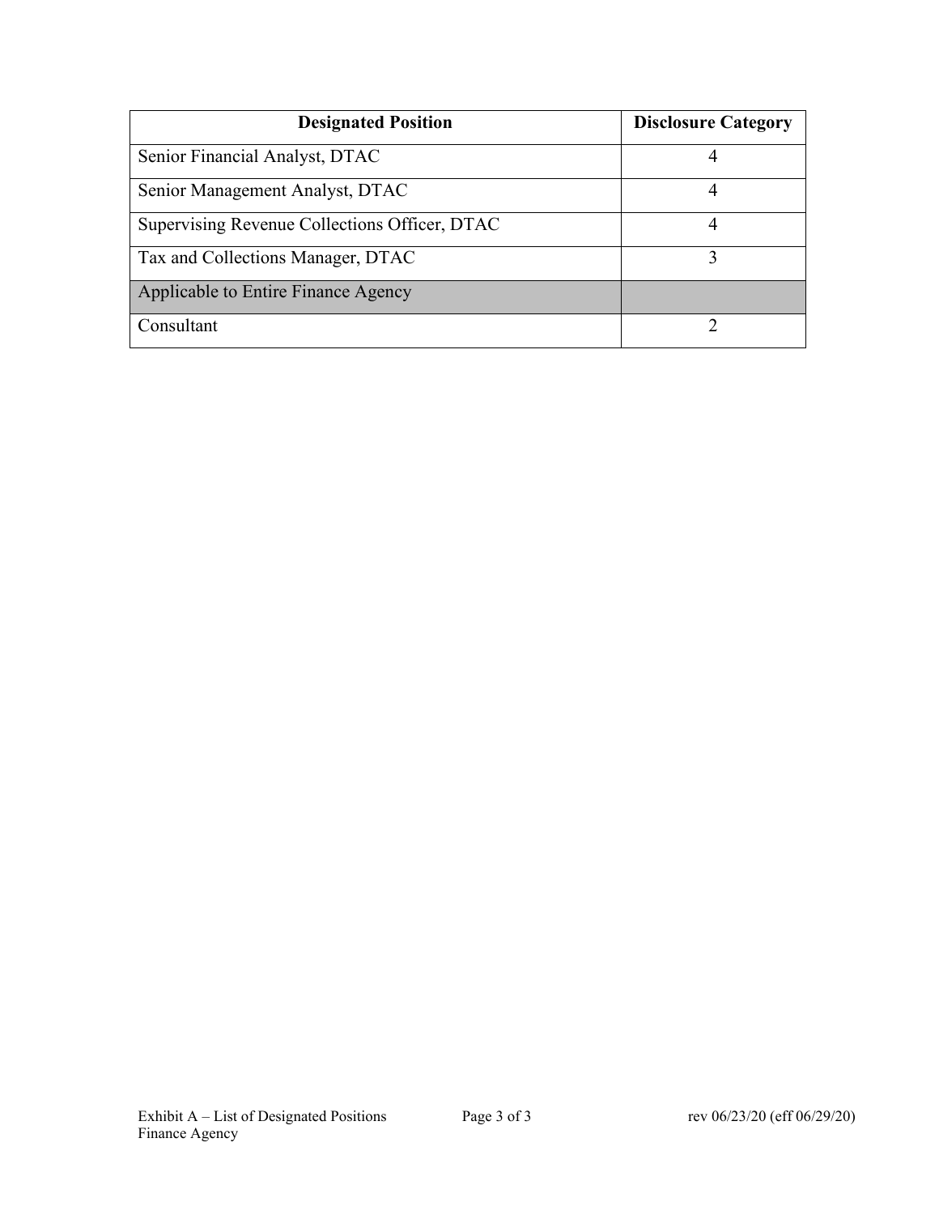| Designated Position | Disclosure Category |
|---|---|
| Senior Financial Analyst, DTAC | 4 |
| Senior Management Analyst, DTAC | 4 |
| Supervising Revenue Collections Officer, DTAC | 4 |
| Tax and Collections Manager, DTAC | 3 |
| Applicable to Entire Finance Agency | |
| Consultant | 2 |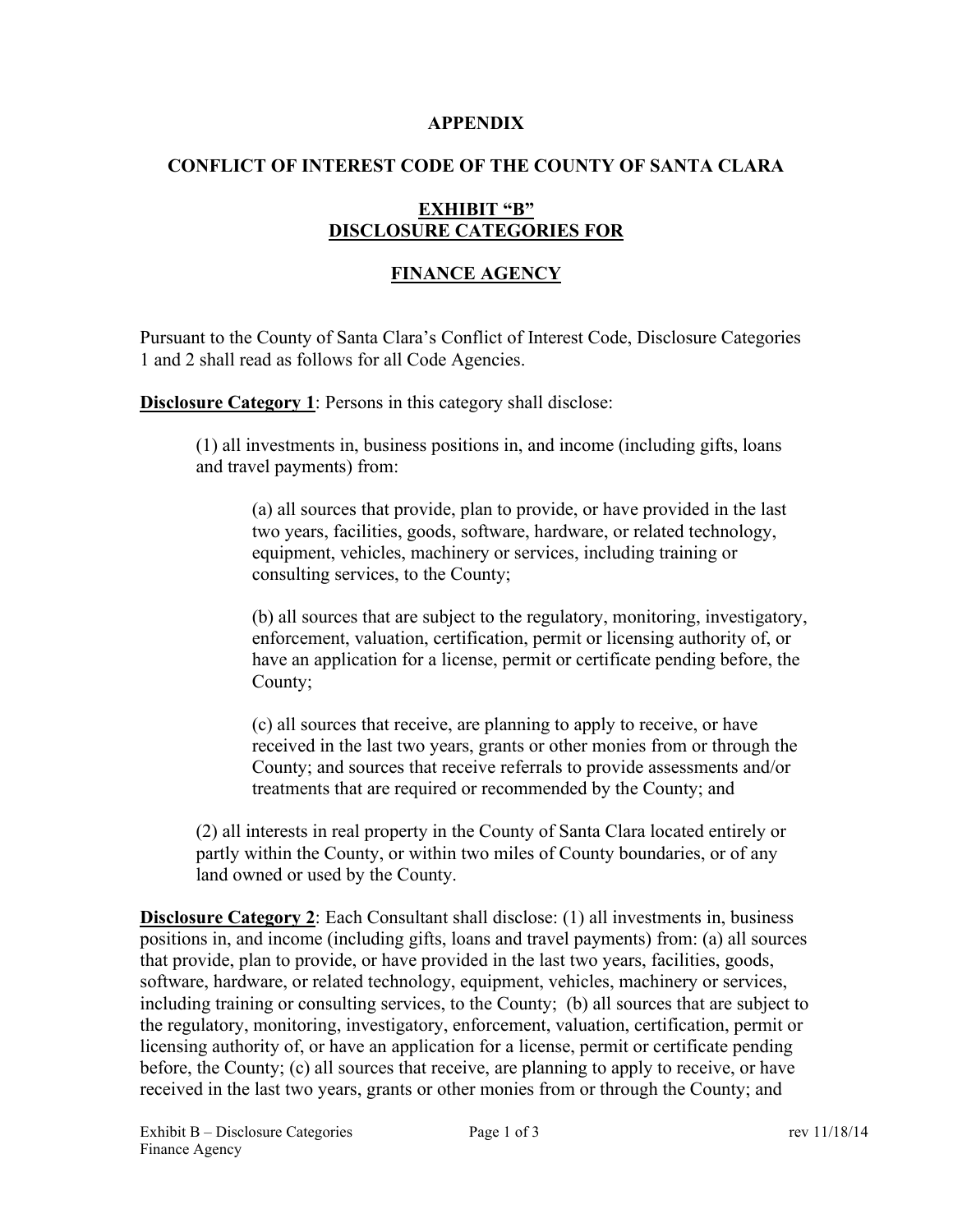**APPENDIX**

**CONFLICT OF INTEREST CODE OF THE COUNTY OF SANTA CLARA**

**EXHIBIT "B"**
**DISCLOSURE CATEGORIES FOR**

**FINANCE AGENCY**

Pursuant to the County of Santa Clara's Conflict of Interest Code, Disclosure Categories 1 and 2 shall read as follows for all Code Agencies.

**Disclosure Category 1**: Persons in this category shall disclose:

> (1) all investments in, business positions in, and income (including gifts, loans and travel payments) from:
>
> > (a) all sources that provide, plan to provide, or have provided in the last two years, facilities, goods, software, hardware, or related technology, equipment, vehicles, machinery or services, including training or consulting services, to the County;
> >
> > (b) all sources that are subject to the regulatory, monitoring, investigatory, enforcement, valuation, certification, permit or licensing authority of, or have an application for a license, permit or certificate pending before, the County;
> >
> > (c) all sources that receive, are planning to apply to receive, or have received in the last two years, grants or other monies from or through the County; and sources that receive referrals to provide assessments and/or treatments that are required or recommended by the County; and
>
> (2) all interests in real property in the County of Santa Clara located entirely or partly within the County, or within two miles of County boundaries, or of any land owned or used by the County.

**Disclosure Category 2**: Each Consultant shall disclose: (1) all investments in, business positions in, and income (including gifts, loans and travel payments) from: (a) all sources that provide, plan to provide, or have provided in the last two years, facilities, goods, software, hardware, or related technology, equipment, vehicles, machinery or services, including training or consulting services, to the County; (b) all sources that are subject to the regulatory, monitoring, investigatory, enforcement, valuation, certification, permit or licensing authority of, or have an application for a license, permit or certificate pending before, the County; (c) all sources that receive, are planning to apply to receive, or have received in the last two years, grants or other monies from or through the County; and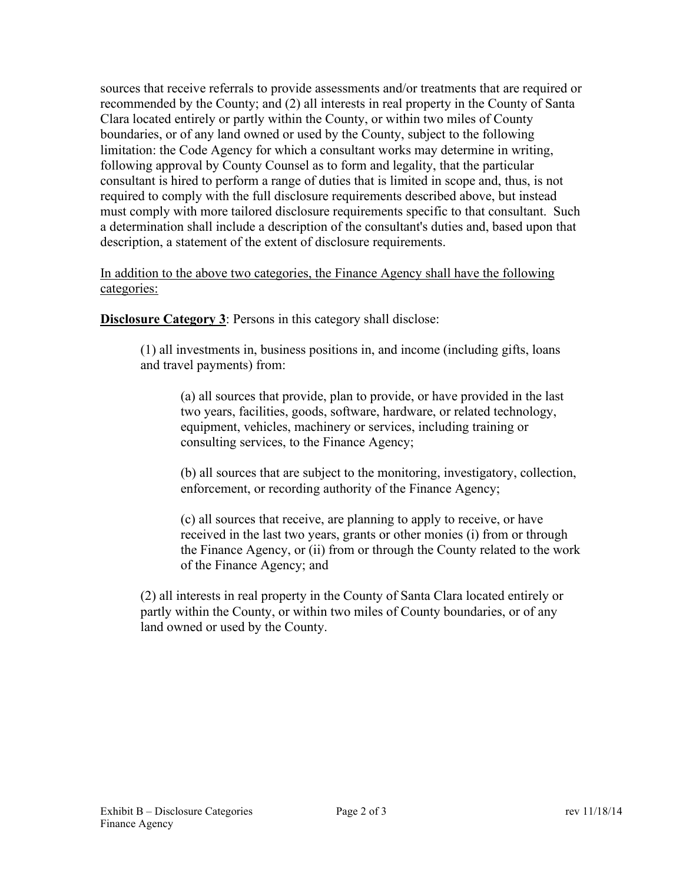sources that receive referrals to provide assessments and/or treatments that are required or recommended by the County; and (2) all interests in real property in the County of Santa Clara located entirely or partly within the County, or within two miles of County boundaries, or of any land owned or used by the County, subject to the following limitation: the Code Agency for which a consultant works may determine in writing, following approval by County Counsel as to form and legality, that the particular consultant is hired to perform a range of duties that is limited in scope and, thus, is not required to comply with the full disclosure requirements described above, but instead must comply with more tailored disclosure requirements specific to that consultant. Such a determination shall include a description of the consultant's duties and, based upon that description, a statement of the extent of disclosure requirements.

<u>In addition to the above two categories, the Finance Agency shall have the following categories:</u>

**<u>Disclosure Category 3</u>**: Persons in this category shall disclose:

> (1) all investments in, business positions in, and income (including gifts, loans and travel payments) from:
>
> > (a) all sources that provide, plan to provide, or have provided in the last two years, facilities, goods, software, hardware, or related technology, equipment, vehicles, machinery or services, including training or consulting services, to the Finance Agency;
> >
> > (b) all sources that are subject to the monitoring, investigatory, collection, enforcement, or recording authority of the Finance Agency;
> >
> > (c) all sources that receive, are planning to apply to receive, or have received in the last two years, grants or other monies (i) from or through the Finance Agency, or (ii) from or through the County related to the work of the Finance Agency; and
>
> (2) all interests in real property in the County of Santa Clara located entirely or partly within the County, or within two miles of County boundaries, or of any land owned or used by the County.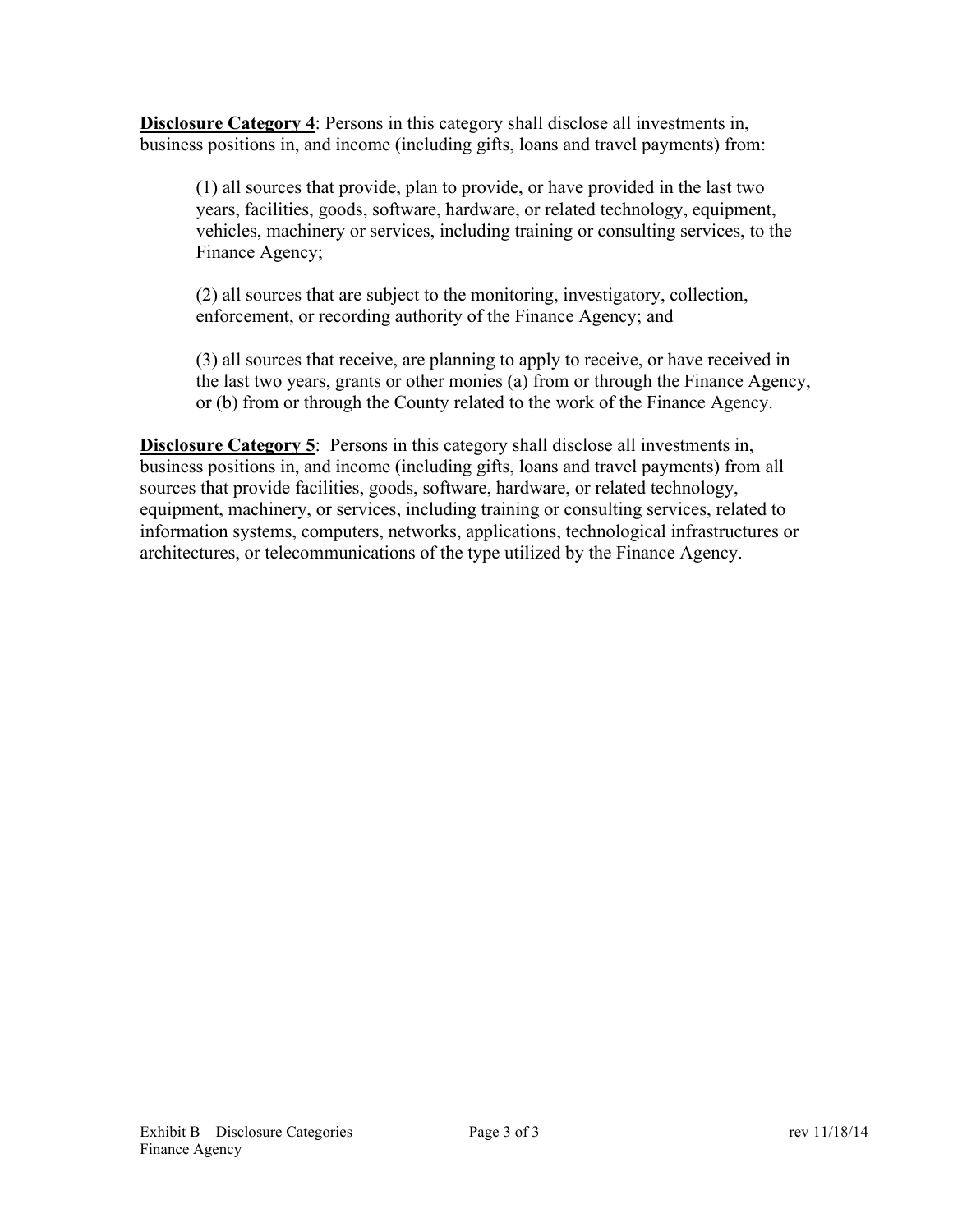**<u>Disclosure Category 4</u>**: Persons in this category shall disclose all investments in, business positions in, and income (including gifts, loans and travel payments) from:

(1) all sources that provide, plan to provide, or have provided in the last two years, facilities, goods, software, hardware, or related technology, equipment, vehicles, machinery or services, including training or consulting services, to the Finance Agency;

(2) all sources that are subject to the monitoring, investigatory, collection, enforcement, or recording authority of the Finance Agency; and

(3) all sources that receive, are planning to apply to receive, or have received in the last two years, grants or other monies (a) from or through the Finance Agency, or (b) from or through the County related to the work of the Finance Agency.

**<u>Disclosure Category 5</u>**: Persons in this category shall disclose all investments in, business positions in, and income (including gifts, loans and travel payments) from all sources that provide facilities, goods, software, hardware, or related technology, equipment, machinery, or services, including training or consulting services, related to information systems, computers, networks, applications, technological infrastructures or architectures, or telecommunications of the type utilized by the Finance Agency.